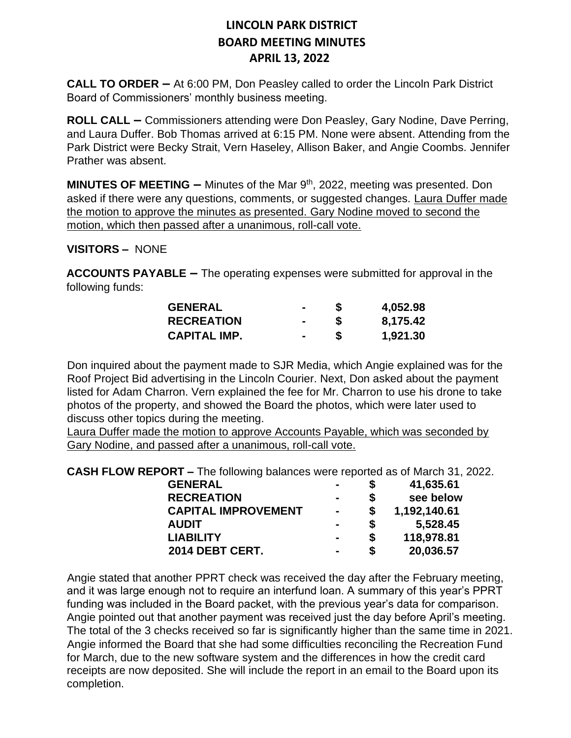# LINCOLN PARK DISTRICT
## BOARD MEETING MINUTES
## APRIL 13, 2022

**CALL TO ORDER –** At 6:00 PM, Don Peasley called to order the Lincoln Park District Board of Commissioners' monthly business meeting.

**ROLL CALL –** Commissioners attending were Don Peasley, Gary Nodine, Dave Perring, and Laura Duffer. Bob Thomas arrived at 6:15 PM. None were absent. Attending from the Park District were Becky Strait, Vern Haseley, Allison Baker, and Angie Coombs. Jennifer Prather was absent.

**MINUTES OF MEETING –** Minutes of the Mar 9th, 2022, meeting was presented. Don asked if there were any questions, comments, or suggested changes. Laura Duffer made the motion to approve the minutes as presented. Gary Nodine moved to second the motion, which then passed after a unanimous, roll-call vote.

**VISITORS –** NONE

**ACCOUNTS PAYABLE –** The operating expenses were submitted for approval in the following funds:

| | | | |
|---|---|---|---|
| **GENERAL** | **-** | **$** | **4,052.98** |
| **RECREATION** | **-** | **$** | **8,175.42** |
| **CAPITAL IMP.** | **-** | **$** | **1,921.30** |

Don inquired about the payment made to SJR Media, which Angie explained was for the Roof Project Bid advertising in the Lincoln Courier. Next, Don asked about the payment listed for Adam Charron. Vern explained the fee for Mr. Charron to use his drone to take photos of the property, and showed the Board the photos, which were later used to discuss other topics during the meeting.

Laura Duffer made the motion to approve Accounts Payable, which was seconded by Gary Nodine, and passed after a unanimous, roll-call vote.

**CASH FLOW REPORT –** The following balances were reported as of March 31, 2022.

| | | | |
|---|---|---|---|
| **GENERAL** | **-** | **$** | **41,635.61** |
| **RECREATION** | **-** | **$** | **see below** |
| **CAPITAL IMPROVEMENT** | **-** | **$** | **1,192,140.61** |
| **AUDIT** | **-** | **$** | **5,528.45** |
| **LIABILITY** | **-** | **$** | **118,978.81** |
| **2014 DEBT CERT.** | **-** | **$** | **20,036.57** |

Angie stated that another PPRT check was received the day after the February meeting, and it was large enough not to require an interfund loan. A summary of this year's PPRT funding was included in the Board packet, with the previous year's data for comparison. Angie pointed out that another payment was received just the day before April's meeting. The total of the 3 checks received so far is significantly higher than the same time in 2021. Angie informed the Board that she had some difficulties reconciling the Recreation Fund for March, due to the new software system and the differences in how the credit card receipts are now deposited. She will include the report in an email to the Board upon its completion.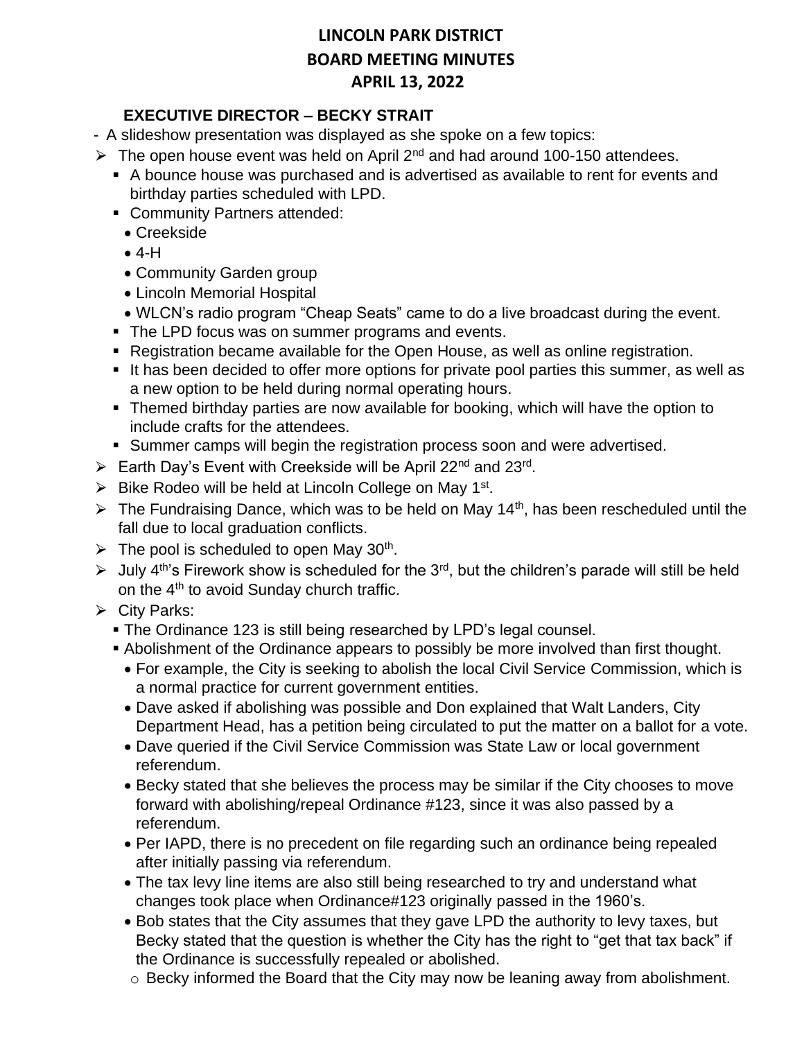# LINCOLN PARK DISTRICT
# BOARD MEETING MINUTES
# APRIL 13, 2022

## EXECUTIVE DIRECTOR – BECKY STRAIT

- A slideshow presentation was displayed as she spoke on a few topics:

- The open house event was held on April 2nd and had around 100-150 attendees.
  - A bounce house was purchased and is advertised as available to rent for events and birthday parties scheduled with LPD.
  - Community Partners attended:
    - Creekside
    - 4-H
    - Community Garden group
    - Lincoln Memorial Hospital
    - WLCN's radio program "Cheap Seats" came to do a live broadcast during the event.
  - The LPD focus was on summer programs and events.
  - Registration became available for the Open House, as well as online registration.
  - It has been decided to offer more options for private pool parties this summer, as well as a new option to be held during normal operating hours.
  - Themed birthday parties are now available for booking, which will have the option to include crafts for the attendees.
  - Summer camps will begin the registration process soon and were advertised.
- Earth Day's Event with Creekside will be April 22nd and 23rd.
- Bike Rodeo will be held at Lincoln College on May 1st.
- The Fundraising Dance, which was to be held on May 14th, has been rescheduled until the fall due to local graduation conflicts.
- The pool is scheduled to open May 30th.
- July 4th's Firework show is scheduled for the 3rd, but the children's parade will still be held on the 4th to avoid Sunday church traffic.
- City Parks:
  - The Ordinance 123 is still being researched by LPD's legal counsel.
  - Abolishment of the Ordinance appears to possibly be more involved than first thought.
    - For example, the City is seeking to abolish the local Civil Service Commission, which is a normal practice for current government entities.
    - Dave asked if abolishing was possible and Don explained that Walt Landers, City Department Head, has a petition being circulated to put the matter on a ballot for a vote.
    - Dave queried if the Civil Service Commission was State Law or local government referendum.
    - Becky stated that she believes the process may be similar if the City chooses to move forward with abolishing/repeal Ordinance #123, since it was also passed by a referendum.
    - Per IAPD, there is no precedent on file regarding such an ordinance being repealed after initially passing via referendum.
    - The tax levy line items are also still being researched to try and understand what changes took place when Ordinance#123 originally passed in the 1960's.
    - Bob states that the City assumes that they gave LPD the authority to levy taxes, but Becky stated that the question is whether the City has the right to "get that tax back" if the Ordinance is successfully repealed or abolished.
      - Becky informed the Board that the City may now be leaning away from abolishment.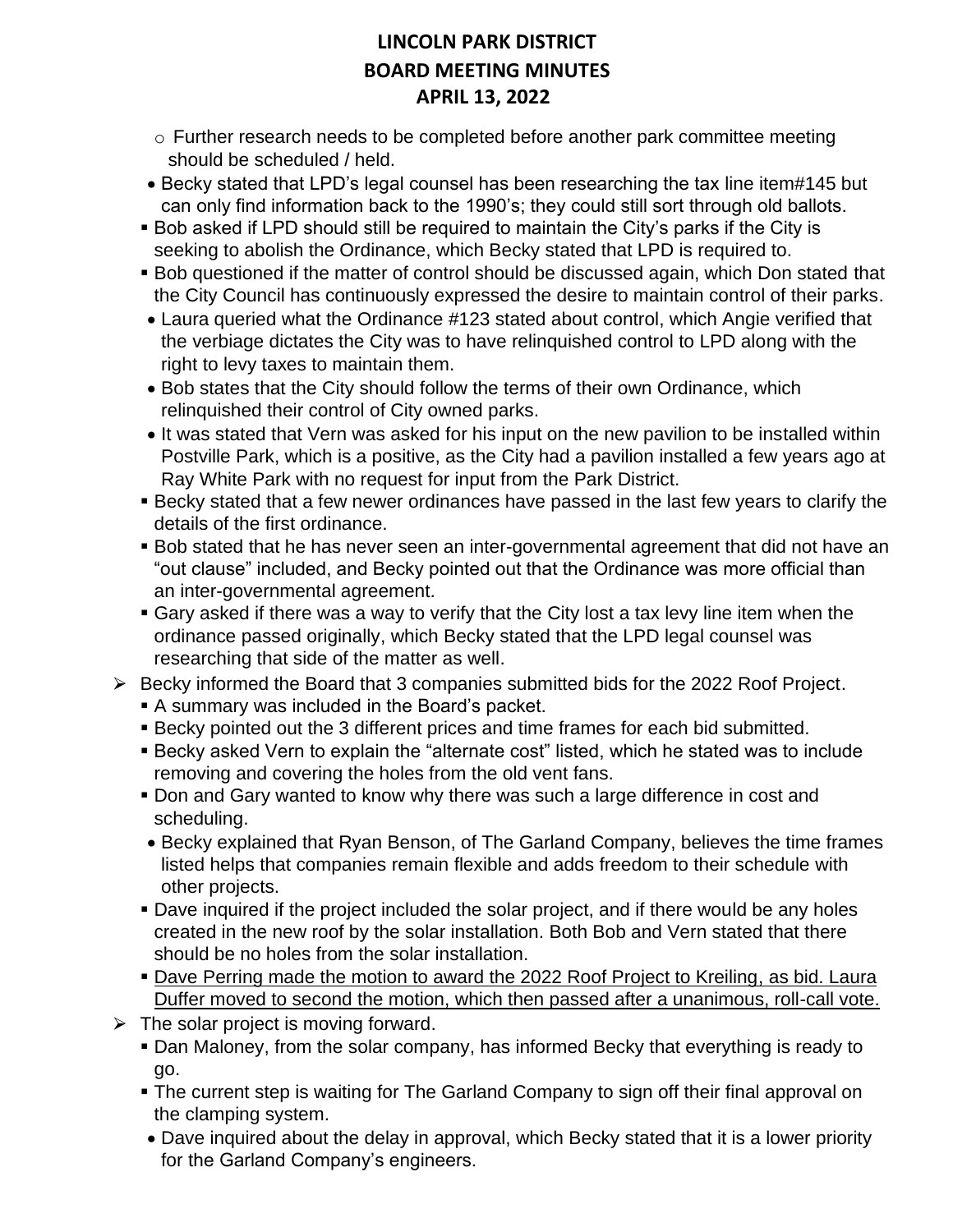# LINCOLN PARK DISTRICT
# BOARD MEETING MINUTES
# APRIL 13, 2022

  - Further research needs to be completed before another park committee meeting should be scheduled / held.
- Becky stated that LPD's legal counsel has been researching the tax line item#145 but can only find information back to the 1990's; they could still sort through old ballots.
  - Bob asked if LPD should still be required to maintain the City's parks if the City is seeking to abolish the Ordinance, which Becky stated that LPD is required to.
  - Bob questioned if the matter of control should be discussed again, which Don stated that the City Council has continuously expressed the desire to maintain control of their parks.
    - Laura queried what the Ordinance #123 stated about control, which Angie verified that the verbiage dictates the City was to have relinquished control to LPD along with the right to levy taxes to maintain them.
    - Bob states that the City should follow the terms of their own Ordinance, which relinquished their control of City owned parks.
    - It was stated that Vern was asked for his input on the new pavilion to be installed within Postville Park, which is a positive, as the City had a pavilion installed a few years ago at Ray White Park with no request for input from the Park District.
  - Becky stated that a few newer ordinances have passed in the last few years to clarify the details of the first ordinance.
  - Bob stated that he has never seen an inter-governmental agreement that did not have an "out clause" included, and Becky pointed out that the Ordinance was more official than an inter-governmental agreement.
  - Gary asked if there was a way to verify that the City lost a tax levy line item when the ordinance passed originally, which Becky stated that the LPD legal counsel was researching that side of the matter as well.
- Becky informed the Board that 3 companies submitted bids for the 2022 Roof Project.
  - A summary was included in the Board's packet.
  - Becky pointed out the 3 different prices and time frames for each bid submitted.
  - Becky asked Vern to explain the "alternate cost" listed, which he stated was to include removing and covering the holes from the old vent fans.
  - Don and Gary wanted to know why there was such a large difference in cost and scheduling.
    - Becky explained that Ryan Benson, of The Garland Company, believes the time frames listed helps that companies remain flexible and adds freedom to their schedule with other projects.
  - Dave inquired if the project included the solar project, and if there would be any holes created in the new roof by the solar installation. Both Bob and Vern stated that there should be no holes from the solar installation.
  - <u>Dave Perring made the motion to award the 2022 Roof Project to Kreiling, as bid. Laura Duffer moved to second the motion, which then passed after a unanimous, roll-call vote.</u>
- The solar project is moving forward.
  - Dan Maloney, from the solar company, has informed Becky that everything is ready to go.
  - The current step is waiting for The Garland Company to sign off their final approval on the clamping system.
    - Dave inquired about the delay in approval, which Becky stated that it is a lower priority for the Garland Company's engineers.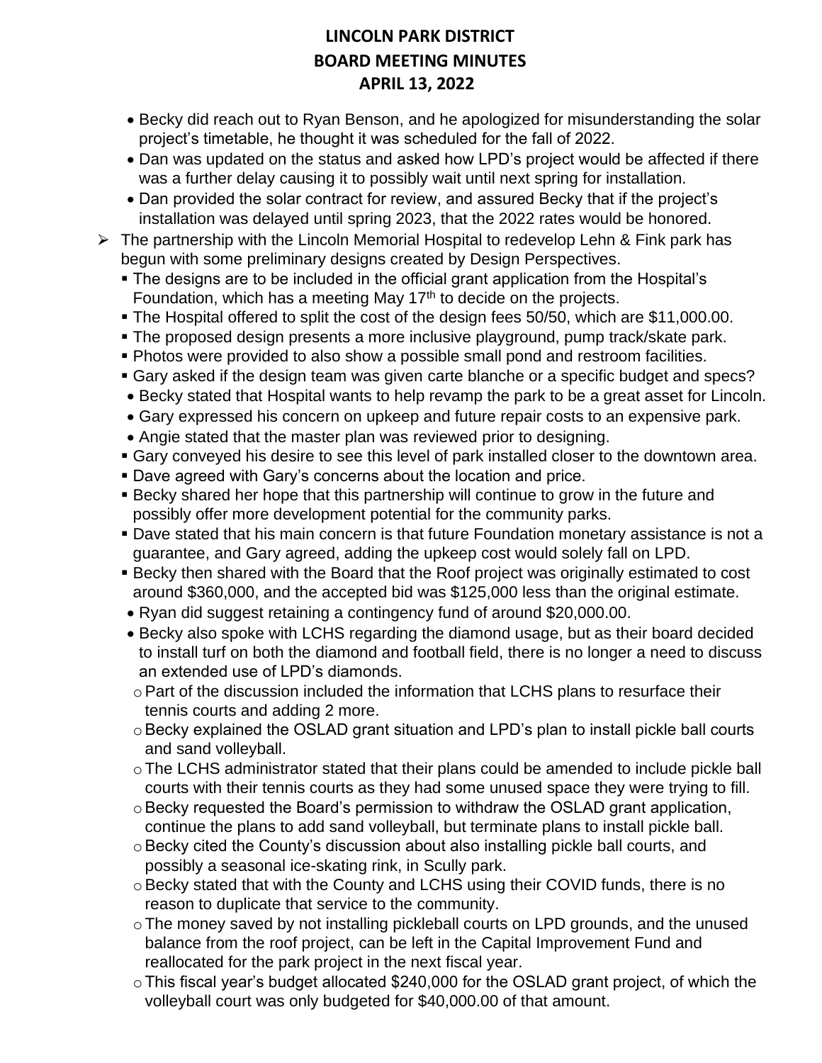- Becky did reach out to Ryan Benson, and he apologized for misunderstanding the solar project's timetable, he thought it was scheduled for the fall of 2022.
- Dan was updated on the status and asked how LPD's project would be affected if there was a further delay causing it to possibly wait until next spring for installation.
- Dan provided the solar contract for review, and assured Becky that if the project's installation was delayed until spring 2023, that the 2022 rates would be honored.

- The partnership with the Lincoln Memorial Hospital to redevelop Lehn & Fink park has begun with some preliminary designs created by Design Perspectives.
  - The designs are to be included in the official grant application from the Hospital's Foundation, which has a meeting May 17th to decide on the projects.
  - The Hospital offered to split the cost of the design fees 50/50, which are $11,000.00.
  - The proposed design presents a more inclusive playground, pump track/skate park.
  - Photos were provided to also show a possible small pond and restroom facilities.
  - Gary asked if the design team was given carte blanche or a specific budget and specs?
    - Becky stated that Hospital wants to help revamp the park to be a great asset for Lincoln.
    - Gary expressed his concern on upkeep and future repair costs to an expensive park.
    - Angie stated that the master plan was reviewed prior to designing.
  - Gary conveyed his desire to see this level of park installed closer to the downtown area.
  - Dave agreed with Gary's concerns about the location and price.
  - Becky shared her hope that this partnership will continue to grow in the future and possibly offer more development potential for the community parks.
  - Dave stated that his main concern is that future Foundation monetary assistance is not a guarantee, and Gary agreed, adding the upkeep cost would solely fall on LPD.
  - Becky then shared with the Board that the Roof project was originally estimated to cost around $360,000, and the accepted bid was $125,000 less than the original estimate.
    - Ryan did suggest retaining a contingency fund of around $20,000.00.
    - Becky also spoke with LCHS regarding the diamond usage, but as their board decided to install turf on both the diamond and football field, there is no longer a need to discuss an extended use of LPD's diamonds.
      - Part of the discussion included the information that LCHS plans to resurface their tennis courts and adding 2 more.
      - Becky explained the OSLAD grant situation and LPD's plan to install pickle ball courts and sand volleyball.
      - The LCHS administrator stated that their plans could be amended to include pickle ball courts with their tennis courts as they had some unused space they were trying to fill.
      - Becky requested the Board's permission to withdraw the OSLAD grant application, continue the plans to add sand volleyball, but terminate plans to install pickle ball.
      - Becky cited the County's discussion about also installing pickle ball courts, and possibly a seasonal ice-skating rink, in Scully park.
      - Becky stated that with the County and LCHS using their COVID funds, there is no reason to duplicate that service to the community.
      - The money saved by not installing pickleball courts on LPD grounds, and the unused balance from the roof project, can be left in the Capital Improvement Fund and reallocated for the park project in the next fiscal year.
      - This fiscal year's budget allocated $240,000 for the OSLAD grant project, of which the volleyball court was only budgeted for $40,000.00 of that amount.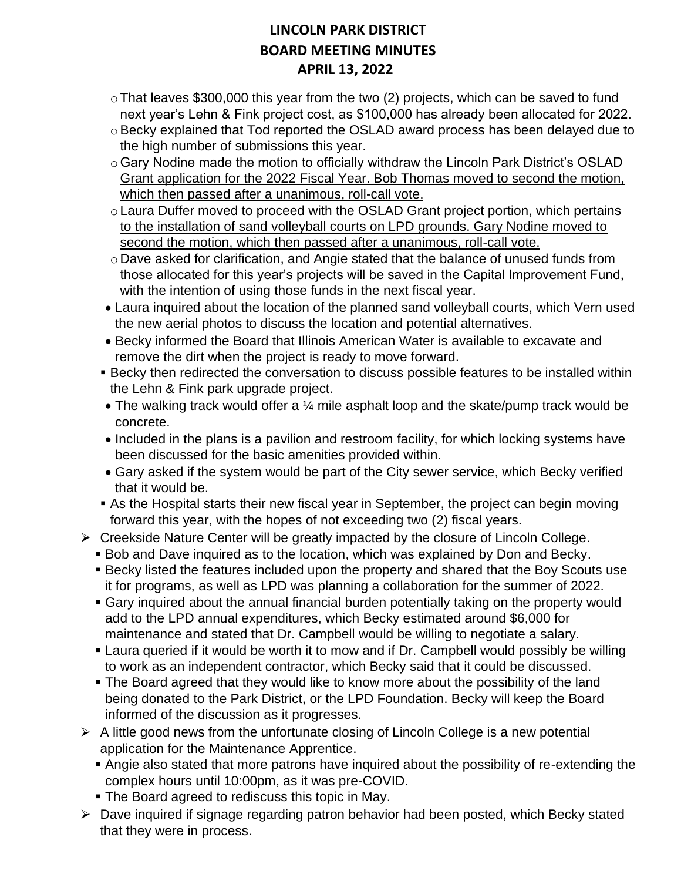# LINCOLN PARK DISTRICT
## BOARD MEETING MINUTES
## APRIL 13, 2022

- That leaves $300,000 this year from the two (2) projects, which can be saved to fund next year's Lehn & Fink project cost, as $100,000 has already been allocated for 2022.
- Becky explained that Tod reported the OSLAD award process has been delayed due to the high number of submissions this year.
- <u>Gary Nodine made the motion to officially withdraw the Lincoln Park District's OSLAD Grant application for the 2022 Fiscal Year. Bob Thomas moved to second the motion, which then passed after a unanimous, roll-call vote.</u>
- <u>Laura Duffer moved to proceed with the OSLAD Grant project portion, which pertains to the installation of sand volleyball courts on LPD grounds. Gary Nodine moved to second the motion, which then passed after a unanimous, roll-call vote.</u>
- Dave asked for clarification, and Angie stated that the balance of unused funds from those allocated for this year's projects will be saved in the Capital Improvement Fund, with the intention of using those funds in the next fiscal year.
- Laura inquired about the location of the planned sand volleyball courts, which Vern used the new aerial photos to discuss the location and potential alternatives.
- Becky informed the Board that Illinois American Water is available to excavate and remove the dirt when the project is ready to move forward.
- Becky then redirected the conversation to discuss possible features to be installed within the Lehn & Fink park upgrade project.
  - The walking track would offer a ¼ mile asphalt loop and the skate/pump track would be concrete.
  - Included in the plans is a pavilion and restroom facility, for which locking systems have been discussed for the basic amenities provided within.
  - Gary asked if the system would be part of the City sewer service, which Becky verified that it would be.
- As the Hospital starts their new fiscal year in September, the project can begin moving forward this year, with the hopes of not exceeding two (2) fiscal years.

- Creekside Nature Center will be greatly impacted by the closure of Lincoln College.
  - Bob and Dave inquired as to the location, which was explained by Don and Becky.
  - Becky listed the features included upon the property and shared that the Boy Scouts use it for programs, as well as LPD was planning a collaboration for the summer of 2022.
  - Gary inquired about the annual financial burden potentially taking on the property would add to the LPD annual expenditures, which Becky estimated around $6,000 for maintenance and stated that Dr. Campbell would be willing to negotiate a salary.
  - Laura queried if it would be worth it to mow and if Dr. Campbell would possibly be willing to work as an independent contractor, which Becky said that it could be discussed.
  - The Board agreed that they would like to know more about the possibility of the land being donated to the Park District, or the LPD Foundation. Becky will keep the Board informed of the discussion as it progresses.
- A little good news from the unfortunate closing of Lincoln College is a new potential application for the Maintenance Apprentice.
  - Angie also stated that more patrons have inquired about the possibility of re-extending the complex hours until 10:00pm, as it was pre-COVID.
  - The Board agreed to rediscuss this topic in May.
- Dave inquired if signage regarding patron behavior had been posted, which Becky stated that they were in process.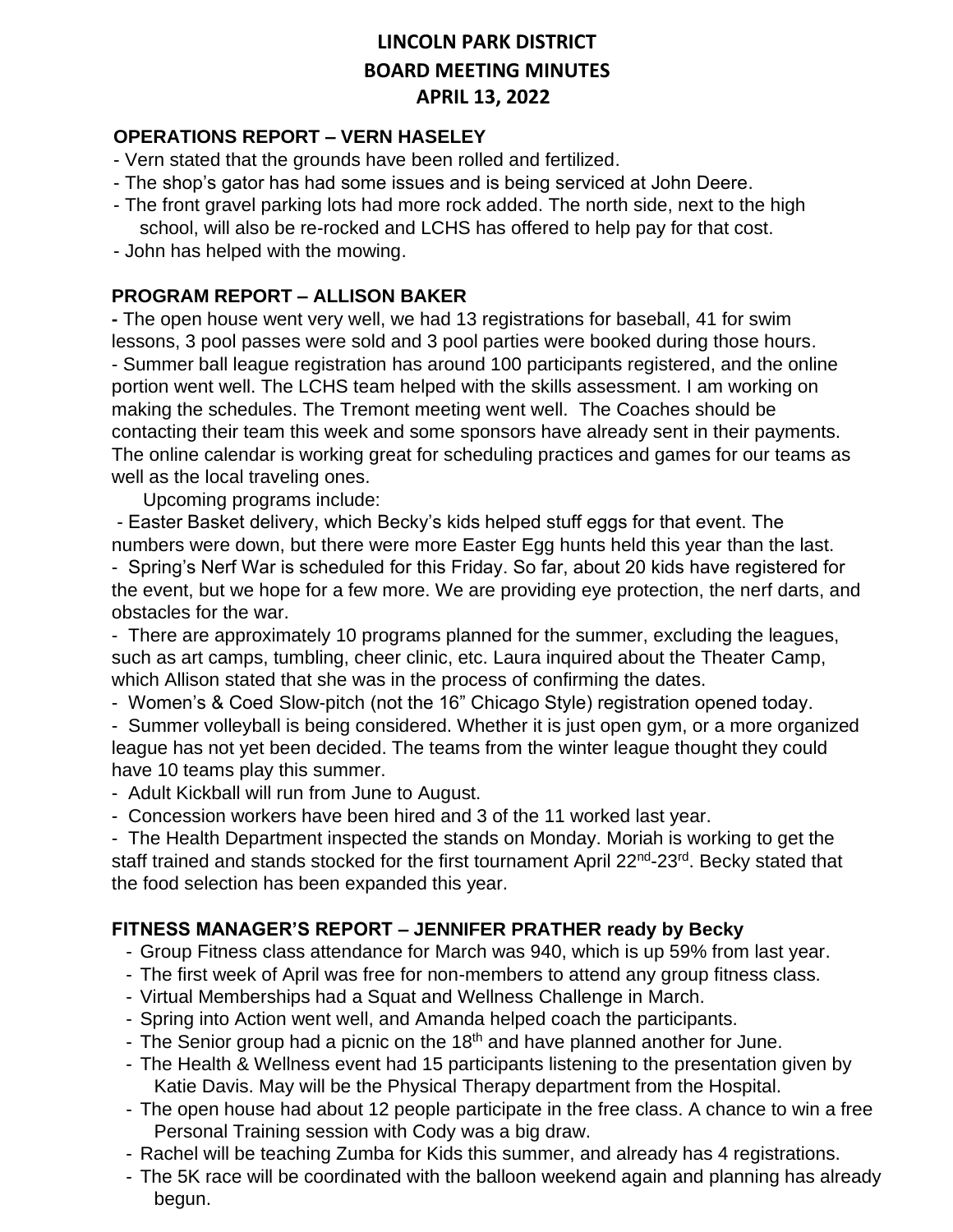**LINCOLN PARK DISTRICT**
**BOARD MEETING MINUTES**
**APRIL 13, 2022**

**OPERATIONS REPORT – VERN HASELEY**

- Vern stated that the grounds have been rolled and fertilized.
- The shop's gator has had some issues and is being serviced at John Deere.
- The front gravel parking lots had more rock added. The north side, next to the high school, will also be re-rocked and LCHS has offered to help pay for that cost.
- John has helped with the mowing.

**PROGRAM REPORT – ALLISON BAKER**

- The open house went very well, we had 13 registrations for baseball, 41 for swim lessons, 3 pool passes were sold and 3 pool parties were booked during those hours.
- Summer ball league registration has around 100 participants registered, and the online portion went well. The LCHS team helped with the skills assessment. I am working on making the schedules. The Tremont meeting went well. The Coaches should be contacting their team this week and some sponsors have already sent in their payments. The online calendar is working great for scheduling practices and games for our teams as well as the local traveling ones.

Upcoming programs include:

- Easter Basket delivery, which Becky's kids helped stuff eggs for that event. The numbers were down, but there were more Easter Egg hunts held this year than the last.
- Spring's Nerf War is scheduled for this Friday. So far, about 20 kids have registered for the event, but we hope for a few more. We are providing eye protection, the nerf darts, and obstacles for the war.
- There are approximately 10 programs planned for the summer, excluding the leagues, such as art camps, tumbling, cheer clinic, etc. Laura inquired about the Theater Camp, which Allison stated that she was in the process of confirming the dates.
- Women's & Coed Slow-pitch (not the 16" Chicago Style) registration opened today.
- Summer volleyball is being considered. Whether it is just open gym, or a more organized league has not yet been decided. The teams from the winter league thought they could have 10 teams play this summer.
- Adult Kickball will run from June to August.
- Concession workers have been hired and 3 of the 11 worked last year.
- The Health Department inspected the stands on Monday. Moriah is working to get the staff trained and stands stocked for the first tournament April 22nd-23rd. Becky stated that the food selection has been expanded this year.

**FITNESS MANAGER'S REPORT – JENNIFER PRATHER ready by Becky**

- Group Fitness class attendance for March was 940, which is up 59% from last year.
- The first week of April was free for non-members to attend any group fitness class.
- Virtual Memberships had a Squat and Wellness Challenge in March.
- Spring into Action went well, and Amanda helped coach the participants.
- The Senior group had a picnic on the 18th and have planned another for June.
- The Health & Wellness event had 15 participants listening to the presentation given by Katie Davis. May will be the Physical Therapy department from the Hospital.
- The open house had about 12 people participate in the free class. A chance to win a free Personal Training session with Cody was a big draw.
- Rachel will be teaching Zumba for Kids this summer, and already has 4 registrations.
- The 5K race will be coordinated with the balloon weekend again and planning has already begun.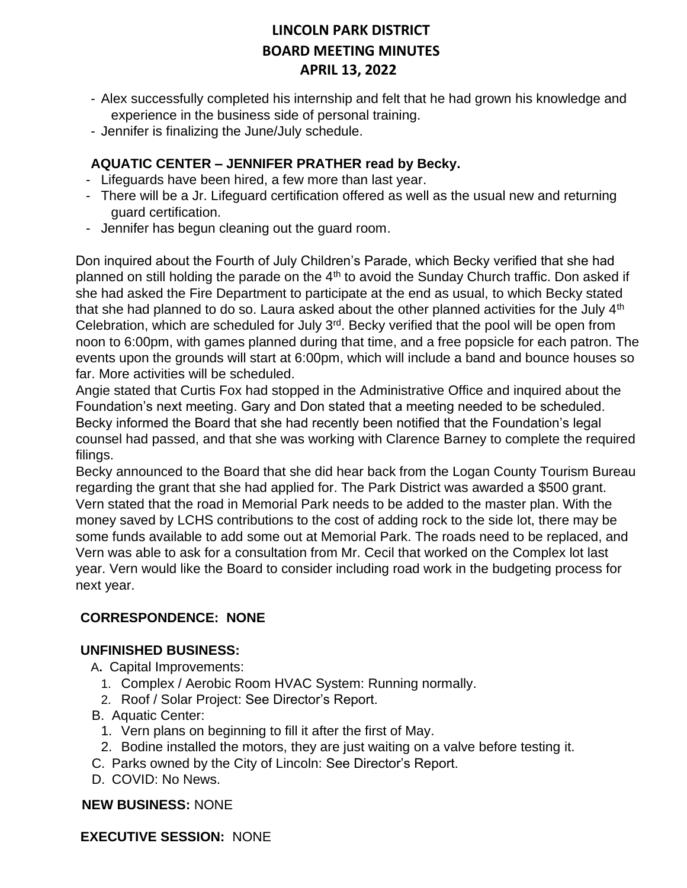# LINCOLN PARK DISTRICT
# BOARD MEETING MINUTES
# APRIL 13, 2022

- Alex successfully completed his internship and felt that he had grown his knowledge and experience in the business side of personal training.
- Jennifer is finalizing the June/July schedule.

**AQUATIC CENTER – JENNIFER PRATHER read by Becky.**

- Lifeguards have been hired, a few more than last year.
- There will be a Jr. Lifeguard certification offered as well as the usual new and returning guard certification.
- Jennifer has begun cleaning out the guard room.

Don inquired about the Fourth of July Children's Parade, which Becky verified that she had planned on still holding the parade on the 4th to avoid the Sunday Church traffic. Don asked if she had asked the Fire Department to participate at the end as usual, to which Becky stated that she had planned to do so. Laura asked about the other planned activities for the July 4th Celebration, which are scheduled for July 3rd. Becky verified that the pool will be open from noon to 6:00pm, with games planned during that time, and a free popsicle for each patron. The events upon the grounds will start at 6:00pm, which will include a band and bounce houses so far. More activities will be scheduled.
Angie stated that Curtis Fox had stopped in the Administrative Office and inquired about the Foundation's next meeting. Gary and Don stated that a meeting needed to be scheduled. Becky informed the Board that she had recently been notified that the Foundation's legal counsel had passed, and that she was working with Clarence Barney to complete the required filings.
Becky announced to the Board that she did hear back from the Logan County Tourism Bureau regarding the grant that she had applied for. The Park District was awarded a $500 grant. Vern stated that the road in Memorial Park needs to be added to the master plan. With the money saved by LCHS contributions to the cost of adding rock to the side lot, there may be some funds available to add some out at Memorial Park. The roads need to be replaced, and Vern was able to ask for a consultation from Mr. Cecil that worked on the Complex lot last year. Vern would like the Board to consider including road work in the budgeting process for next year.

**CORRESPONDENCE: NONE**

**UNFINISHED BUSINESS:**

A. Capital Improvements:
  1. Complex / Aerobic Room HVAC System: Running normally.
  2. Roof / Solar Project: See Director's Report.

B. Aquatic Center:
  1. Vern plans on beginning to fill it after the first of May.
  2. Bodine installed the motors, they are just waiting on a valve before testing it.

C. Parks owned by the City of Lincoln: See Director's Report.

D. COVID: No News.

**NEW BUSINESS:** NONE

**EXECUTIVE SESSION:** NONE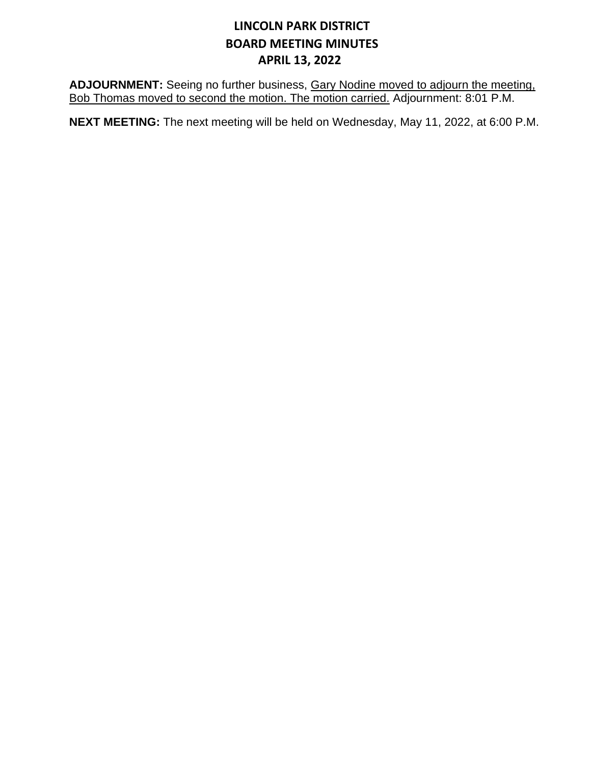**ADJOURNMENT:** Seeing no further business, <u>Gary Nodine moved to adjourn the meeting, Bob Thomas moved to second the motion. The motion carried.</u> Adjournment: 8:01 P.M.

**NEXT MEETING:** The next meeting will be held on Wednesday, May 11, 2022, at 6:00 P.M.